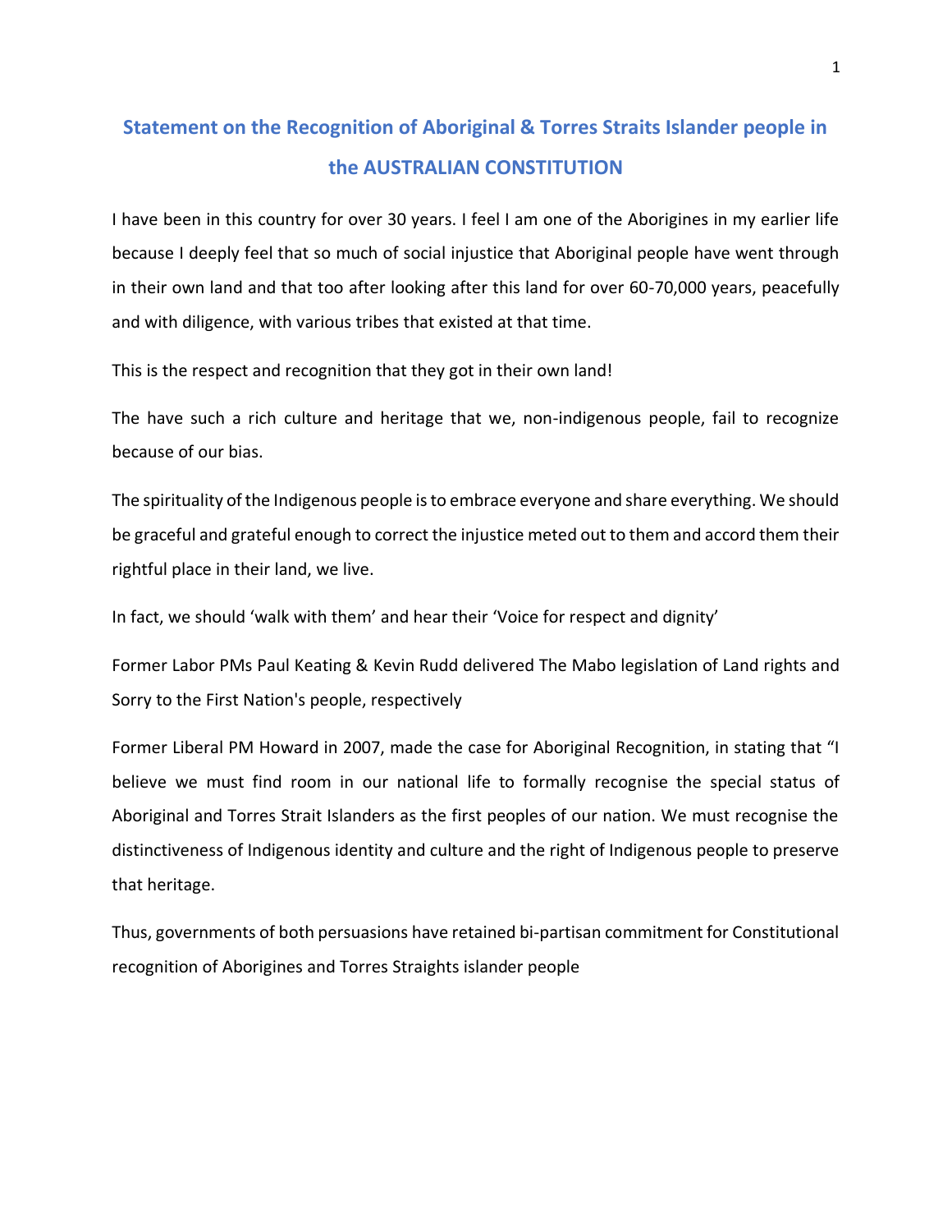# Statement on the Recognition of Aboriginal & Torres Straits Islander people in the AUSTRALIAN CONSTITUTION

I have been in this country for over 30 years. I feel I am one of the Aborigines in my earlier life because I deeply feel that so much of social injustice that Aboriginal people have went through in their own land and that too after looking after this land for over 60-70,000 years, peacefully and with diligence, with various tribes that existed at that time.

This is the respect and recognition that they got in their own land!

The have such a rich culture and heritage that we, non-indigenous people, fail to recognize because of our bias.

The spirituality of the Indigenous people is to embrace everyone and share everything. We should be graceful and grateful enough to correct the injustice meted out to them and accord them their rightful place in their land, we live.

In fact, we should 'walk with them' and hear their 'Voice for respect and dignity'

Former Labor PMs Paul Keating & Kevin Rudd delivered The Mabo legislation of Land rights and Sorry to the First Nation's people, respectively

Former Liberal PM Howard in 2007, made the case for Aboriginal Recognition, in stating that "I believe we must find room in our national life to formally recognise the special status of Aboriginal and Torres Strait Islanders as the first peoples of our nation. We must recognise the distinctiveness of Indigenous identity and culture and the right of Indigenous people to preserve that heritage.

Thus, governments of both persuasions have retained bi-partisan commitment for Constitutional recognition of Aborigines and Torres Straights islander people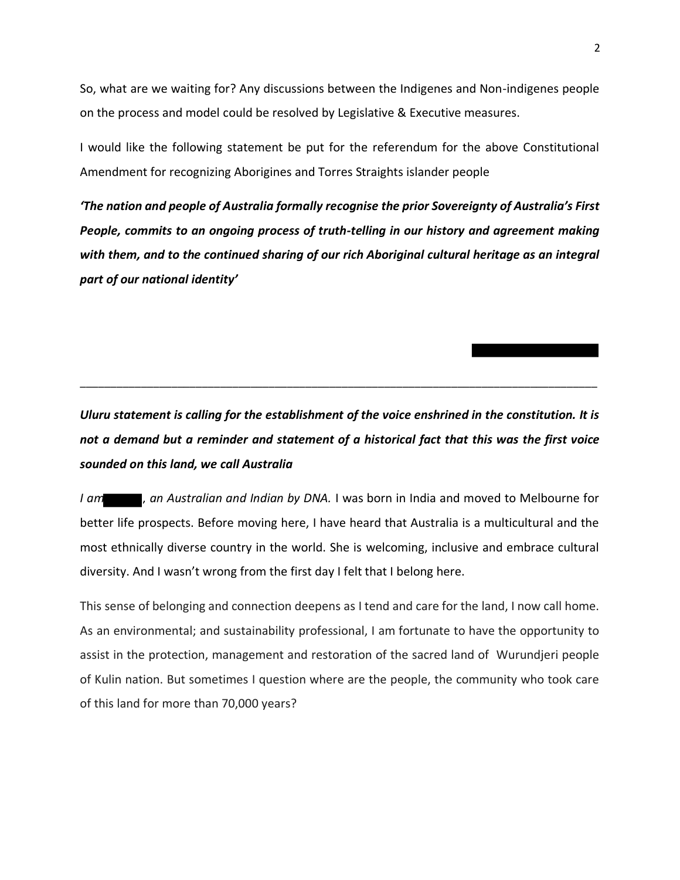So, what are we waiting for? Any discussions between the Indigenes and Non-indigenes people on the process and model could be resolved by Legislative & Executive measures.

I would like the following statement be put for the referendum for the above Constitutional Amendment for recognizing Aborigines and Torres Straights islander people

***'The nation and people of Australia formally recognise the prior Sovereignty of Australia's First People, commits to an ongoing process of truth-telling in our history and agreement making with them, and to the continued sharing of our rich Aboriginal cultural heritage as an integral part of our national identity'***

---

***Uluru statement is calling for the establishment of the voice enshrined in the constitution. It is not a demand but a reminder and statement of a historical fact that this was the first voice sounded on this land, we call Australia***

*I am , an Australian and Indian by DNA.* I was born in India and moved to Melbourne for better life prospects. Before moving here, I have heard that Australia is a multicultural and the most ethnically diverse country in the world. She is welcoming, inclusive and embrace cultural diversity. And I wasn't wrong from the first day I felt that I belong here.

This sense of belonging and connection deepens as I tend and care for the land, I now call home. As an environmental; and sustainability professional, I am fortunate to have the opportunity to assist in the protection, management and restoration of the sacred land of Wurundjeri people of Kulin nation. But sometimes I question where are the people, the community who took care of this land for more than 70,000 years?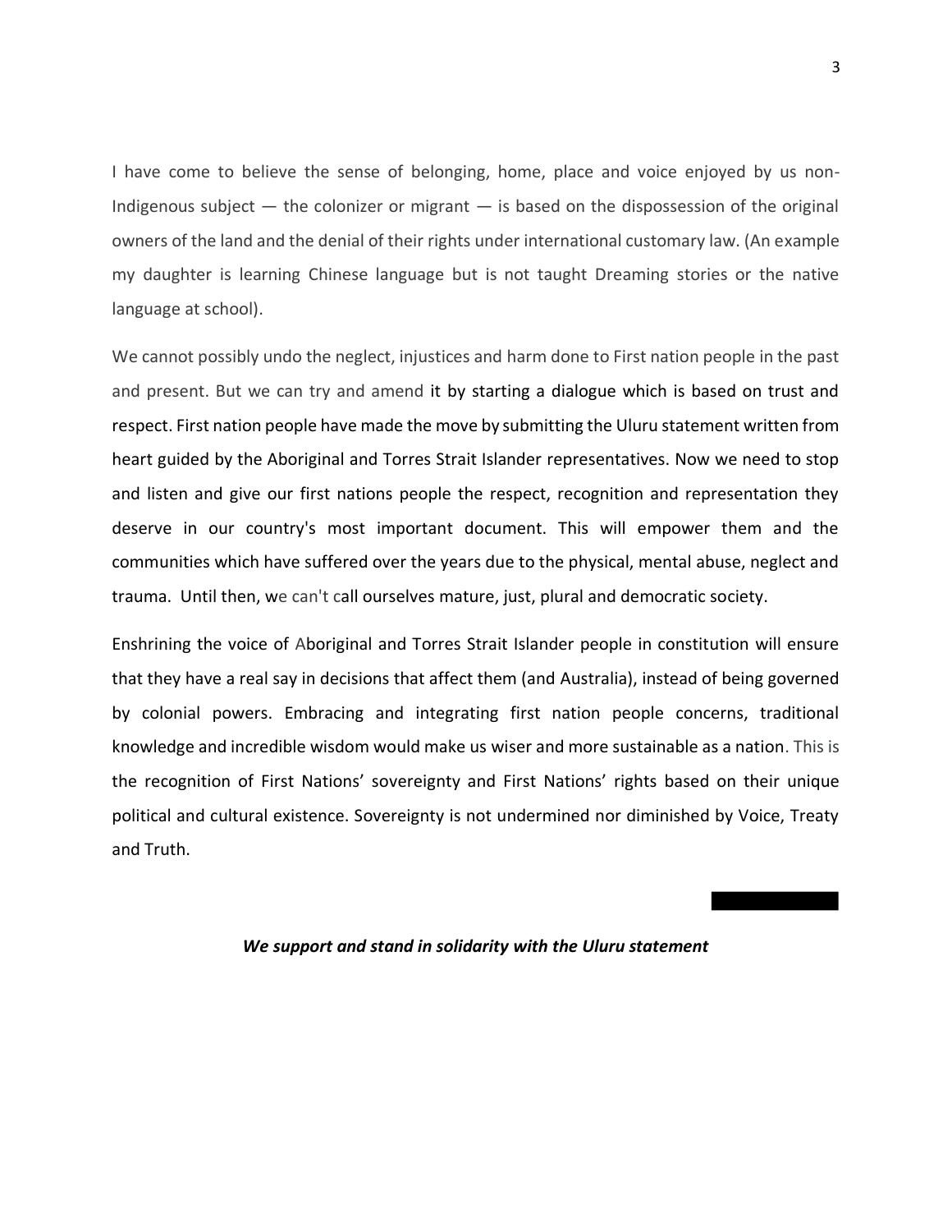I have come to believe the sense of belonging, home, place and voice enjoyed by us non-Indigenous subject — the colonizer or migrant — is based on the dispossession of the original owners of the land and the denial of their rights under international customary law. (An example my daughter is learning Chinese language but is not taught Dreaming stories or the native language at school).

We cannot possibly undo the neglect, injustices and harm done to First nation people in the past and present. But we can try and amend it by starting a dialogue which is based on trust and respect. First nation people have made the move by submitting the Uluru statement written from heart guided by the Aboriginal and Torres Strait Islander representatives. Now we need to stop and listen and give our first nations people the respect, recognition and representation they deserve in our country's most important document. This will empower them and the communities which have suffered over the years due to the physical, mental abuse, neglect and trauma. Until then, we can't call ourselves mature, just, plural and democratic society.

Enshrining the voice of Aboriginal and Torres Strait Islander people in constitution will ensure that they have a real say in decisions that affect them (and Australia), instead of being governed by colonial powers. Embracing and integrating first nation people concerns, traditional knowledge and incredible wisdom would make us wiser and more sustainable as a nation. This is the recognition of First Nations' sovereignty and First Nations' rights based on their unique political and cultural existence. Sovereignty is not undermined nor diminished by Voice, Treaty and Truth.

***We support and stand in solidarity with the Uluru statement***